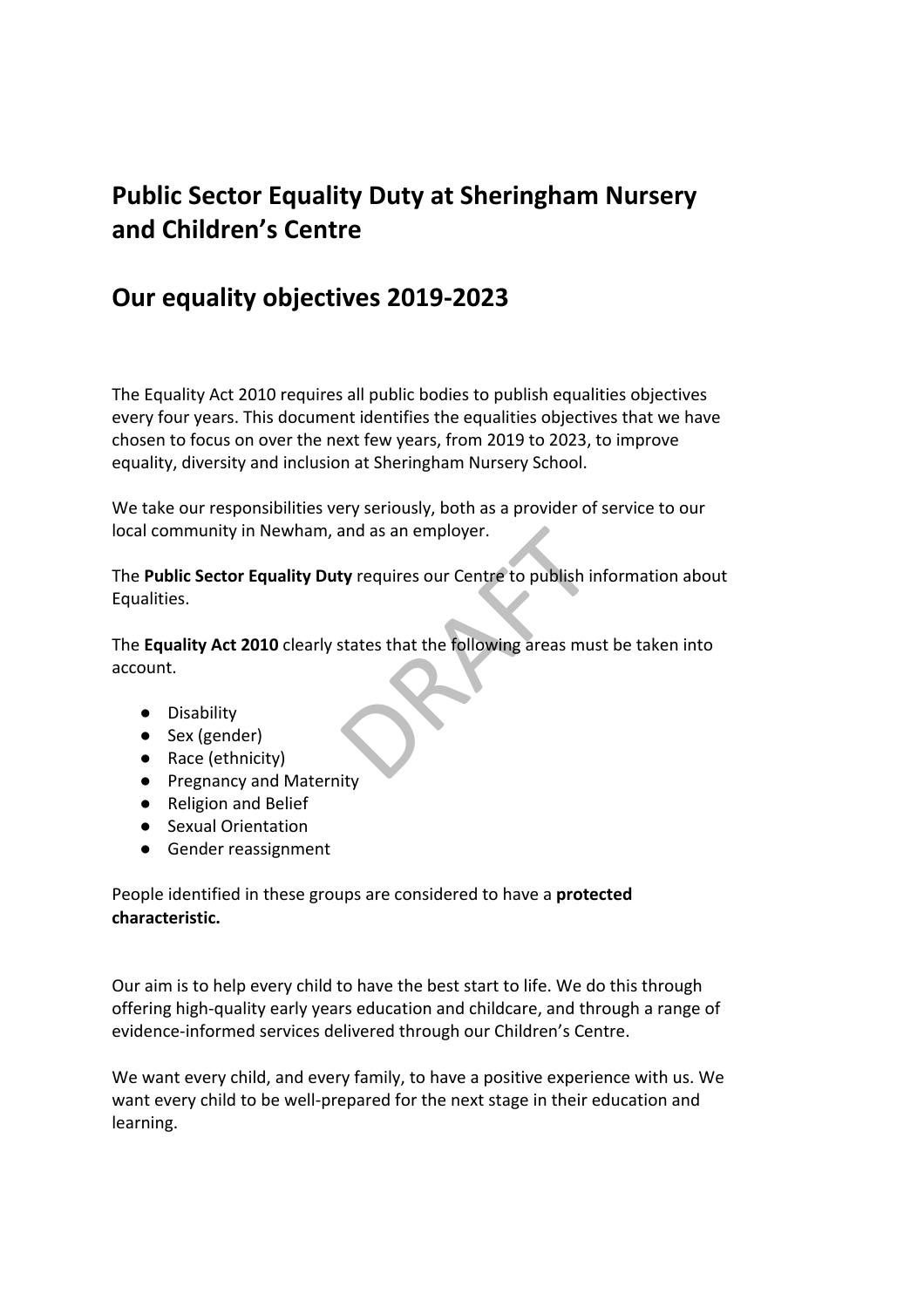# Public Sector Equality Duty at Sheringham Nursery and Children's Centre

# Our equality objectives 2019-2023

The Equality Act 2010 requires all public bodies to publish equalities objectives every four years. This document identifies the equalities objectives that we have chosen to focus on over the next few years, from 2019 to 2023, to improve equality, diversity and inclusion at Sheringham Nursery School.

We take our responsibilities very seriously, both as a provider of service to our local community in Newham, and as an employer.

The **Public Sector Equality Duty** requires our Centre to publish information about Equalities.

The **Equality Act 2010** clearly states that the following areas must be taken into account.

- Disability
- Sex (gender)
- Race (ethnicity)
- Pregnancy and Maternity
- Religion and Belief
- Sexual Orientation
- Gender reassignment

People identified in these groups are considered to have a **protected characteristic.**

Our aim is to help every child to have the best start to life. We do this through offering high-quality early years education and childcare, and through a range of evidence-informed services delivered through our Children's Centre.

We want every child, and every family, to have a positive experience with us. We want every child to be well-prepared for the next stage in their education and learning.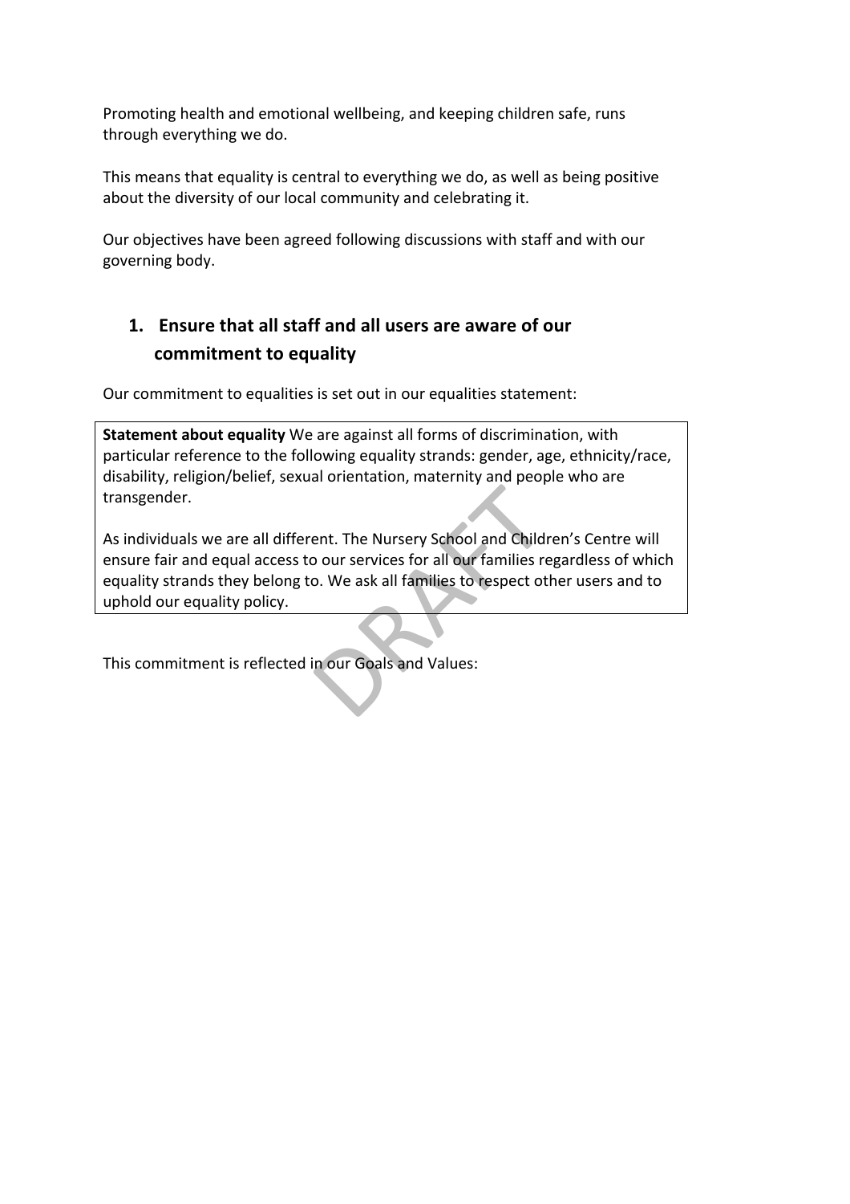Promoting health and emotional wellbeing, and keeping children safe, runs through everything we do.

This means that equality is central to everything we do, as well as being positive about the diversity of our local community and celebrating it.

Our objectives have been agreed following discussions with staff and with our governing body.

## 1. Ensure that all staff and all users are aware of our commitment to equality

Our commitment to equalities is set out in our equalities statement:

> **Statement about equality** We are against all forms of discrimination, with particular reference to the following equality strands: gender, age, ethnicity/race, disability, religion/belief, sexual orientation, maternity and people who are transgender.
>
> As individuals we are all different. The Nursery School and Children's Centre will ensure fair and equal access to our services for all our families regardless of which equality strands they belong to. We ask all families to respect other users and to uphold our equality policy.

This commitment is reflected in our Goals and Values: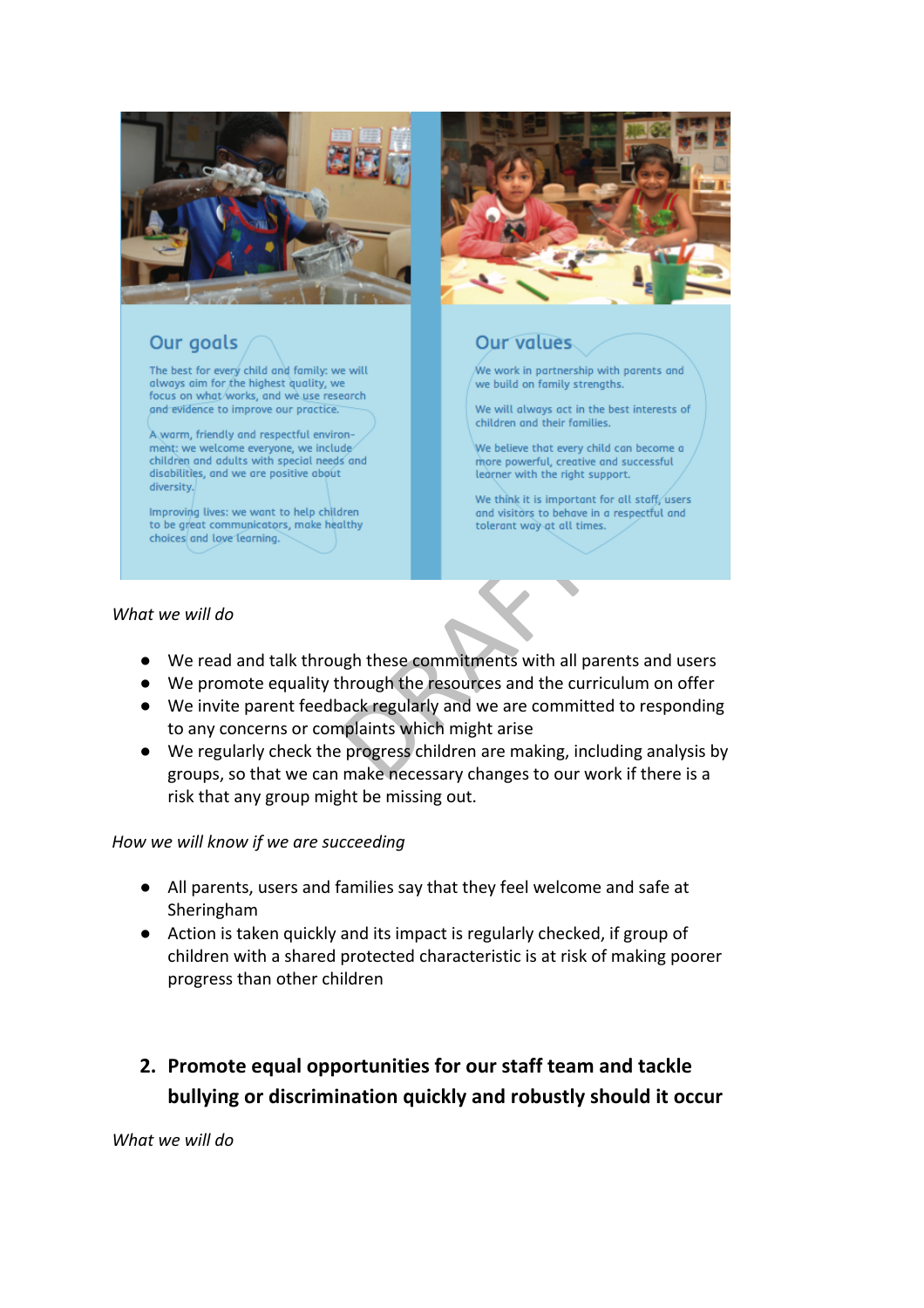## Our goals

The best for every child and family: we will always aim for the highest quality, we focus on what works, and we use research and evidence to improve our practice.

A warm, friendly and respectful environment: we welcome everyone, we include children and adults with special needs and disabilities, and we are positive about diversity.

Improving lives: we want to help children to be great communicators, make healthy choices and love learning.

## Our values

We work in partnership with parents and we build on family strengths.

We will always act in the best interests of children and their families.

We believe that every child can become a more powerful, creative and successful learner with the right support.

We think it is important for all staff, users and visitors to behave in a respectful and tolerant way at all times.

*What we will do*

- We read and talk through these commitments with all parents and users
- We promote equality through the resources and the curriculum on offer
- We invite parent feedback regularly and we are committed to responding to any concerns or complaints which might arise
- We regularly check the progress children are making, including analysis by groups, so that we can make necessary changes to our work if there is a risk that any group might be missing out.

*How we will know if we are succeeding*

- All parents, users and families say that they feel welcome and safe at Sheringham
- Action is taken quickly and its impact is regularly checked, if group of children with a shared protected characteristic is at risk of making poorer progress than other children

## 2. Promote equal opportunities for our staff team and tackle bullying or discrimination quickly and robustly should it occur

*What we will do*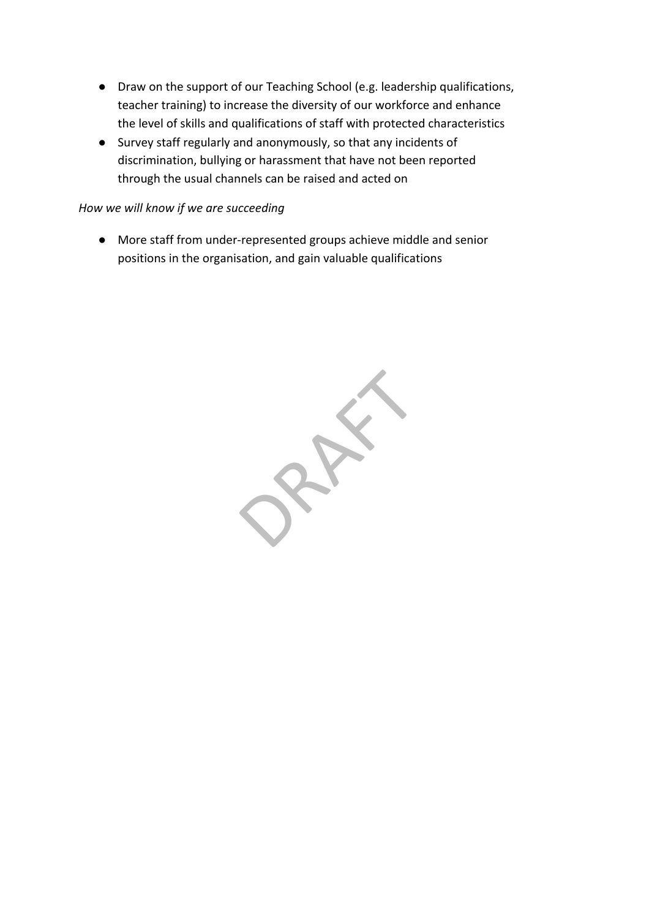- Draw on the support of our Teaching School (e.g. leadership qualifications, teacher training) to increase the diversity of our workforce and enhance the level of skills and qualifications of staff with protected characteristics
- Survey staff regularly and anonymously, so that any incidents of discrimination, bullying or harassment that have not been reported through the usual channels can be raised and acted on

*How we will know if we are succeeding*

- More staff from under-represented groups achieve middle and senior positions in the organisation, and gain valuable qualifications